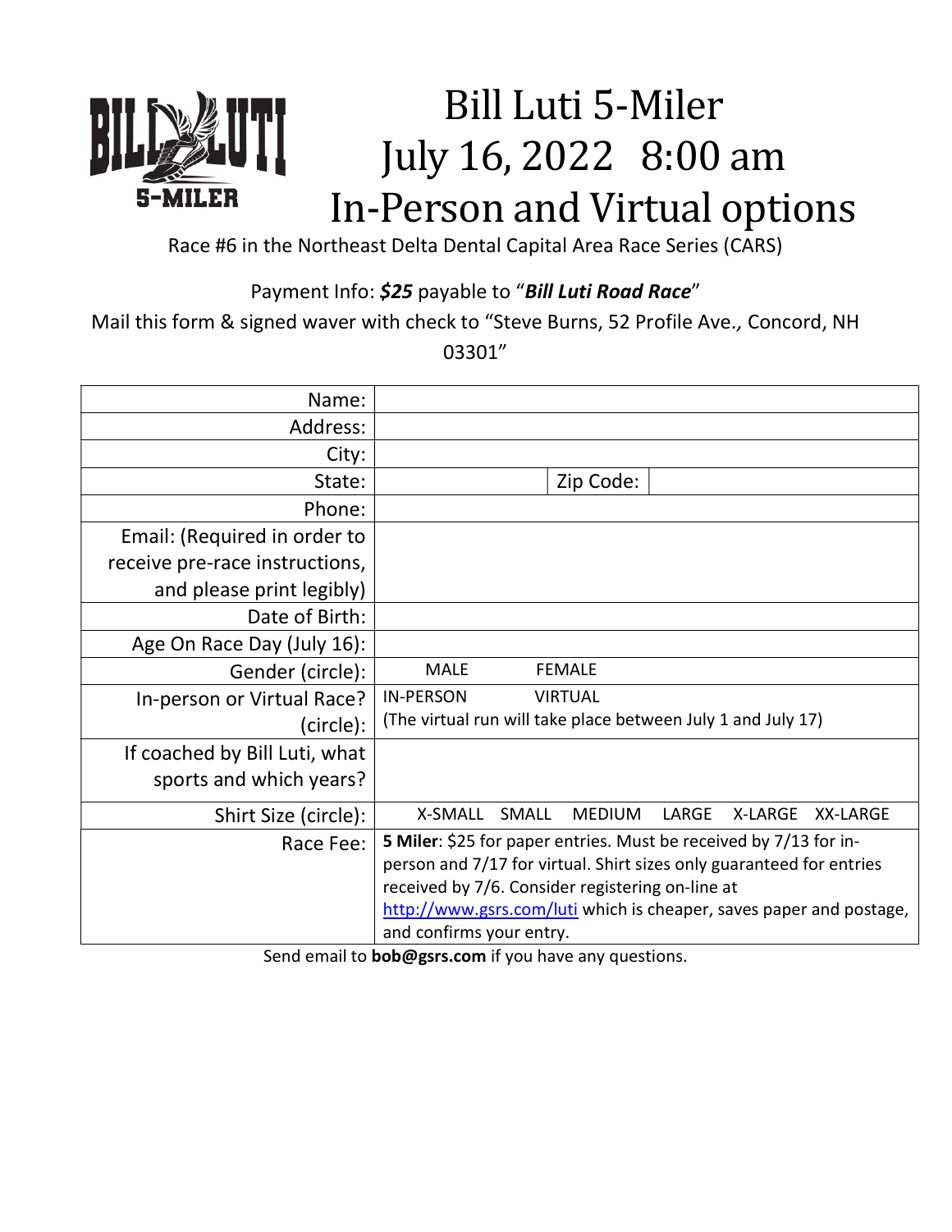# Bill Luti 5-Miler
# July 16, 2022 8:00 am
# In-Person and Virtual options

Race #6 in the Northeast Delta Dental Capital Area Race Series (CARS)

Payment Info: ***$25*** payable to "***Bill Luti Road Race***"

Mail this form & signed waver with check to "Steve Burns, 52 Profile Ave., Concord, NH 03301"

| | | | |
|---|---|---|---|
| Name: | | | |
| Address: | | | |
| City: | | | |
| State: | | Zip Code: | |
| Phone: | | | |
| Email: (Required in order to receive pre-race instructions, and please print legibly) | | | |
| Date of Birth: | | | |
| Age On Race Day (July 16): | | | |
| Gender (circle): | MALE FEMALE | | |
| In-person or Virtual Race? (circle): | IN-PERSON VIRTUAL (The virtual run will take place between July 1 and July 17) | | |
| If coached by Bill Luti, what sports and which years? | | | |
| Shirt Size (circle): | X-SMALL SMALL MEDIUM LARGE X-LARGE XX-LARGE | | |
| Race Fee: | **5 Miler**: $25 for paper entries. Must be received by 7/13 for in-person and 7/17 for virtual. Shirt sizes only guaranteed for entries received by 7/6. Consider registering on-line at http://www.gsrs.com/luti which is cheaper, saves paper and postage, and confirms your entry. | | |

Send email to **bob@gsrs.com** if you have any questions.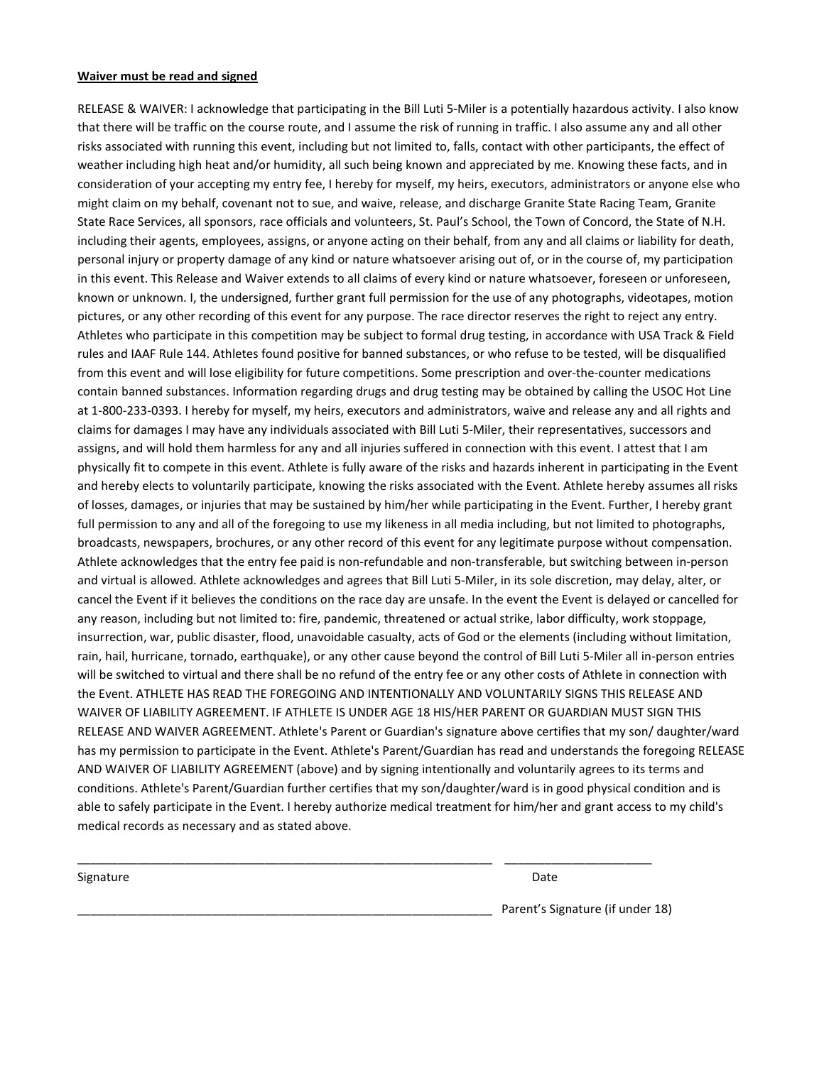**Waiver must be read and signed**

RELEASE & WAIVER: I acknowledge that participating in the Bill Luti 5-Miler is a potentially hazardous activity. I also know that there will be traffic on the course route, and I assume the risk of running in traffic. I also assume any and all other risks associated with running this event, including but not limited to, falls, contact with other participants, the effect of weather including high heat and/or humidity, all such being known and appreciated by me. Knowing these facts, and in consideration of your accepting my entry fee, I hereby for myself, my heirs, executors, administrators or anyone else who might claim on my behalf, covenant not to sue, and waive, release, and discharge Granite State Racing Team, Granite State Race Services, all sponsors, race officials and volunteers, St. Paul's School, the Town of Concord, the State of N.H. including their agents, employees, assigns, or anyone acting on their behalf, from any and all claims or liability for death, personal injury or property damage of any kind or nature whatsoever arising out of, or in the course of, my participation in this event. This Release and Waiver extends to all claims of every kind or nature whatsoever, foreseen or unforeseen, known or unknown. I, the undersigned, further grant full permission for the use of any photographs, videotapes, motion pictures, or any other recording of this event for any purpose. The race director reserves the right to reject any entry. Athletes who participate in this competition may be subject to formal drug testing, in accordance with USA Track & Field rules and IAAF Rule 144. Athletes found positive for banned substances, or who refuse to be tested, will be disqualified from this event and will lose eligibility for future competitions. Some prescription and over-the-counter medications contain banned substances. Information regarding drugs and drug testing may be obtained by calling the USOC Hot Line at 1-800-233-0393. I hereby for myself, my heirs, executors and administrators, waive and release any and all rights and claims for damages I may have any individuals associated with Bill Luti 5-Miler, their representatives, successors and assigns, and will hold them harmless for any and all injuries suffered in connection with this event. I attest that I am physically fit to compete in this event. Athlete is fully aware of the risks and hazards inherent in participating in the Event and hereby elects to voluntarily participate, knowing the risks associated with the Event. Athlete hereby assumes all risks of losses, damages, or injuries that may be sustained by him/her while participating in the Event. Further, I hereby grant full permission to any and all of the foregoing to use my likeness in all media including, but not limited to photographs, broadcasts, newspapers, brochures, or any other record of this event for any legitimate purpose without compensation. Athlete acknowledges that the entry fee paid is non-refundable and non-transferable, but switching between in-person and virtual is allowed. Athlete acknowledges and agrees that Bill Luti 5-Miler, in its sole discretion, may delay, alter, or cancel the Event if it believes the conditions on the race day are unsafe. In the event the Event is delayed or cancelled for any reason, including but not limited to: fire, pandemic, threatened or actual strike, labor difficulty, work stoppage, insurrection, war, public disaster, flood, unavoidable casualty, acts of God or the elements (including without limitation, rain, hail, hurricane, tornado, earthquake), or any other cause beyond the control of Bill Luti 5-Miler all in-person entries will be switched to virtual and there shall be no refund of the entry fee or any other costs of Athlete in connection with the Event. ATHLETE HAS READ THE FOREGOING AND INTENTIONALLY AND VOLUNTARILY SIGNS THIS RELEASE AND WAIVER OF LIABILITY AGREEMENT. IF ATHLETE IS UNDER AGE 18 HIS/HER PARENT OR GUARDIAN MUST SIGN THIS RELEASE AND WAIVER AGREEMENT. Athlete's Parent or Guardian's signature above certifies that my son/ daughter/ward has my permission to participate in the Event. Athlete's Parent/Guardian has read and understands the foregoing RELEASE AND WAIVER OF LIABILITY AGREEMENT (above) and by signing intentionally and voluntarily agrees to its terms and conditions. Athlete's Parent/Guardian further certifies that my son/daughter/ward is in good physical condition and is able to safely participate in the Event. I hereby authorize medical treatment for him/her and grant access to my child's medical records as necessary and as stated above.

_____________________________________________________________ ______________________

Signature Date

_____________________________________________________________ Parent's Signature (if under 18)